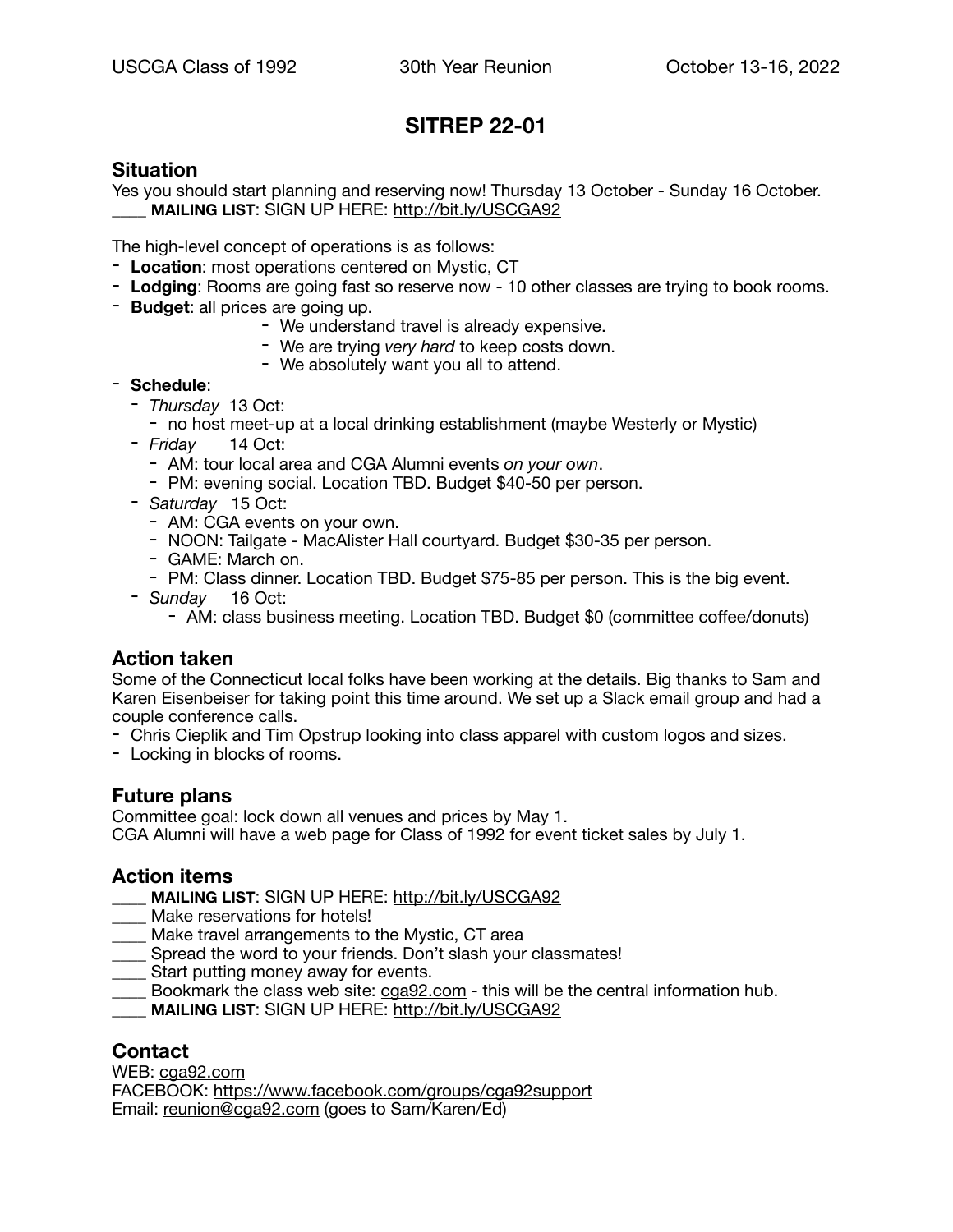USCGA Class of 1992 — 30th Year Reunion — October 13-16, 2022

# SITREP 22-01

## Situation

Yes you should start planning and reserving now! Thursday 13 October - Sunday 16 October.

____ **MAILING LIST**: SIGN UP HERE: http://bit.ly/USCGA92

The high-level concept of operations is as follows:

- **Location**: most operations centered on Mystic, CT
- **Lodging**: Rooms are going fast so reserve now - 10 other classes are trying to book rooms.
- **Budget**: all prices are going up.
  - We understand travel is already expensive.
  - We are trying *very hard* to keep costs down.
  - We absolutely want you all to attend.
- **Schedule**:
  - *Thursday* 13 Oct:
    - no host meet-up at a local drinking establishment (maybe Westerly or Mystic)
  - *Friday* 14 Oct:
    - AM: tour local area and CGA Alumni events *on your own*.
    - PM: evening social. Location TBD. Budget $40-50 per person.
  - *Saturday* 15 Oct:
    - AM: CGA events on your own.
    - NOON: Tailgate - MacAlister Hall courtyard. Budget $30-35 per person.
    - GAME: March on.
    - PM: Class dinner. Location TBD. Budget $75-85 per person. This is the big event.
  - *Sunday* 16 Oct:
    - AM: class business meeting. Location TBD. Budget $0 (committee coffee/donuts)

## Action taken

Some of the Connecticut local folks have been working at the details. Big thanks to Sam and Karen Eisenbeiser for taking point this time around. We set up a Slack email group and had a couple conference calls.

- Chris Cieplik and Tim Opstrup looking into class apparel with custom logos and sizes.
- Locking in blocks of rooms.

## Future plans

Committee goal: lock down all venues and prices by May 1.
CGA Alumni will have a web page for Class of 1992 for event ticket sales by July 1.

## Action items

____ **MAILING LIST**: SIGN UP HERE: http://bit.ly/USCGA92
____ Make reservations for hotels!
____ Make travel arrangements to the Mystic, CT area
____ Spread the word to your friends. Don't slash your classmates!
____ Start putting money away for events.
____ Bookmark the class web site: cga92.com - this will be the central information hub.
____ **MAILING LIST**: SIGN UP HERE: http://bit.ly/USCGA92

## Contact

WEB: cga92.com
FACEBOOK: https://www.facebook.com/groups/cga92support
Email: reunion@cga92.com (goes to Sam/Karen/Ed)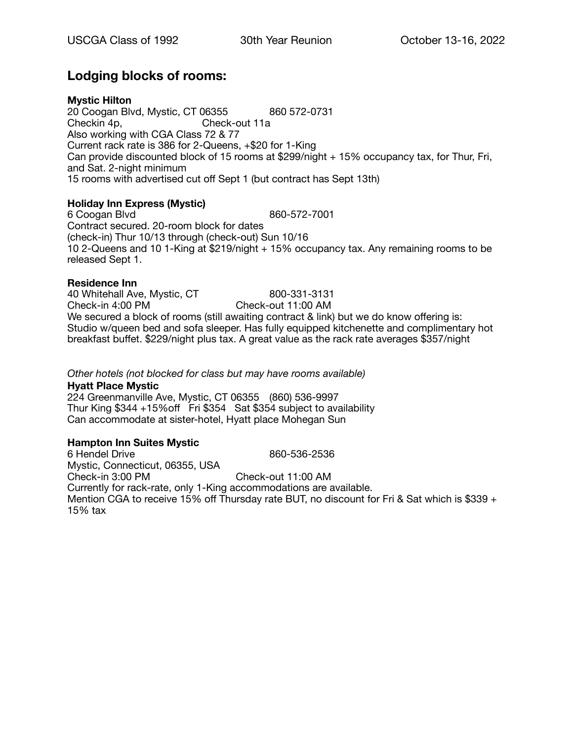## Lodging blocks of rooms:

**Mystic Hilton**
20 Coogan Blvd, Mystic, CT 06355 860 572-0731
Checkin 4p, Check-out 11a
Also working with CGA Class 72 & 77
Current rack rate is 386 for 2-Queens, +$20 for 1-King
Can provide discounted block of 15 rooms at $299/night + 15% occupancy tax, for Thur, Fri, and Sat. 2-night minimum
15 rooms with advertised cut off Sept 1 (but contract has Sept 13th)

**Holiday Inn Express (Mystic)**
6 Coogan Blvd 860-572-7001
Contract secured. 20-room block for dates
(check-in) Thur 10/13 through (check-out) Sun 10/16
10 2-Queens and 10 1-King at $219/night + 15% occupancy tax. Any remaining rooms to be released Sept 1.

**Residence Inn**
40 Whitehall Ave, Mystic, CT 800-331-3131
Check-in 4:00 PM Check-out 11:00 AM
We secured a block of rooms (still awaiting contract & link) but we do know offering is: Studio w/queen bed and sofa sleeper. Has fully equipped kitchenette and complimentary hot breakfast buffet. $229/night plus tax. A great value as the rack rate averages $357/night

*Other hotels (not blocked for class but may have rooms available)*

**Hyatt Place Mystic**
224 Greenmanville Ave, Mystic, CT 06355 (860) 536-9997
Thur King $344 +15%off Fri $354 Sat $354 subject to availability
Can accommodate at sister-hotel, Hyatt place Mohegan Sun

**Hampton Inn Suites Mystic**
6 Hendel Drive 860-536-2536
Mystic, Connecticut, 06355, USA
Check-in 3:00 PM Check-out 11:00 AM
Currently for rack-rate, only 1-King accommodations are available.
Mention CGA to receive 15% off Thursday rate BUT, no discount for Fri & Sat which is $339 + 15% tax